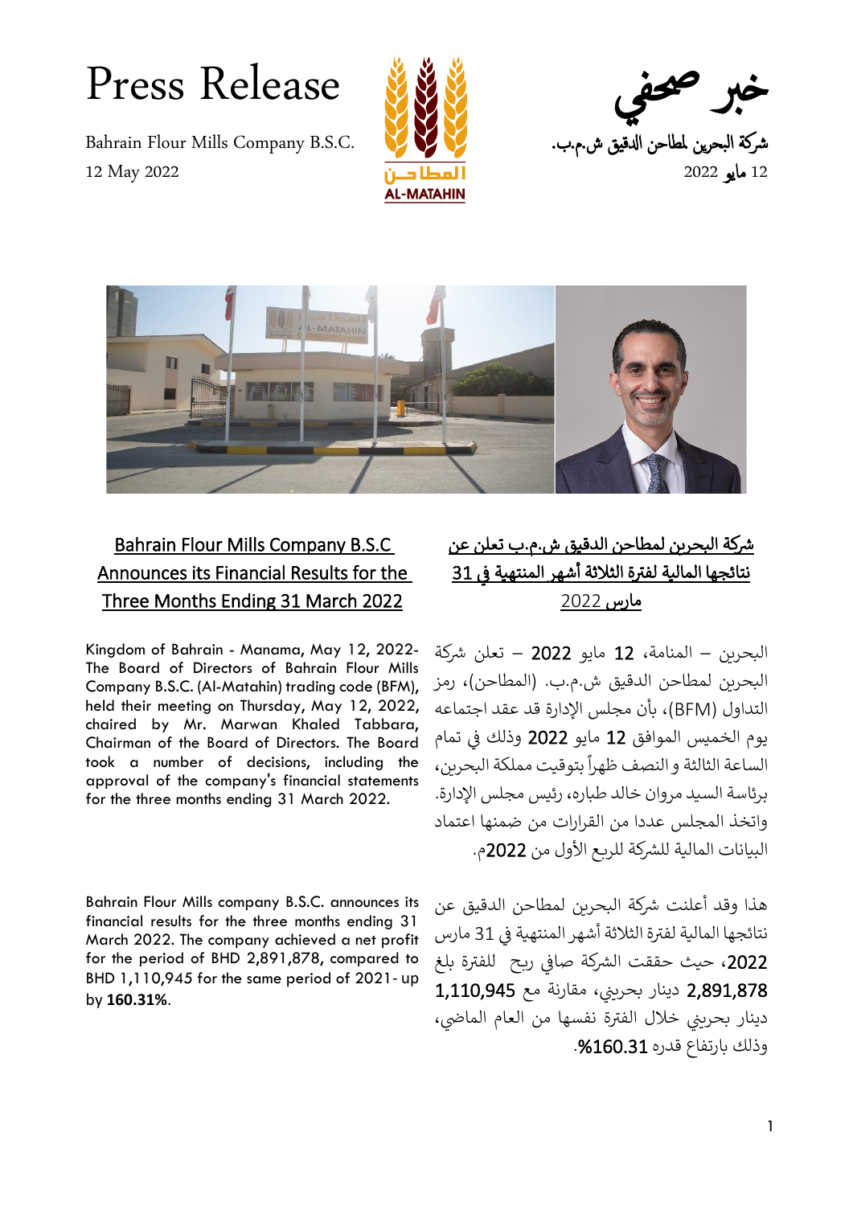# Press Release

Bahrain Flour Mills Company B.S.C.
12 May 2022

# خبر صحفي

شركة البحرين لمطاحن الدقيق ش.م.ب.
12 مايو 2022

## Bahrain Flour Mills Company B.S.C Announces its Financial Results for the Three Months Ending 31 March 2022

Kingdom of Bahrain - Manama, May 12, 2022- The Board of Directors of Bahrain Flour Mills Company B.S.C. (Al-Matahin) trading code (BFM), held their meeting on Thursday, May 12, 2022, chaired by Mr. Marwan Khaled Tabbara, Chairman of the Board of Directors. The Board took a number of decisions, including the approval of the company's financial statements for the three months ending 31 March 2022.

Bahrain Flour Mills company B.S.C. announces its financial results for the three months ending 31 March 2022. The company achieved a net profit for the period of BHD 2,891,878, compared to BHD 1,110,945 for the same period of 2021- up by **160.31%**.

## شركة البحرين لمطاحن الدقيق ش.م.ب تعلن عن نتائجها المالية لفترة الثلاثة أشهر المنتهية في 31 مارس 2022

البحرين – المنامة، 12 مايو 2022 – تعلن شركة البحرين لمطاحن الدقيق ش.م.ب. (المطاحن)، رمز التداول (BFM)، بأن مجلس الإدارة قد عقد اجتماعه يوم الخميس الموافق 12 مايو 2022 وذلك في تمام الساعة الثالثة و النصف ظهراً بتوقيت مملكة البحرين، برئاسة السيد مروان خالد طباره، رئيس مجلس الإدارة. واتخذ المجلس عددا من القرارات من ضمنها اعتماد البيانات المالية للشركة للربع الأول من 2022م.

هذا وقد أعلنت شركة البحرين لمطاحن الدقيق عن نتائجها المالية لفترة الثلاثة أشهر المنتهية في 31 مارس 2022، حيث حققت الشركة صافي ربح للفترة بلغ 2,891,878 دينار بحريني، مقارنة مع 1,110,945 دينار بحريني خلال الفترة نفسها من العام الماضي، وذلك بارتفاع قدره 160.31%.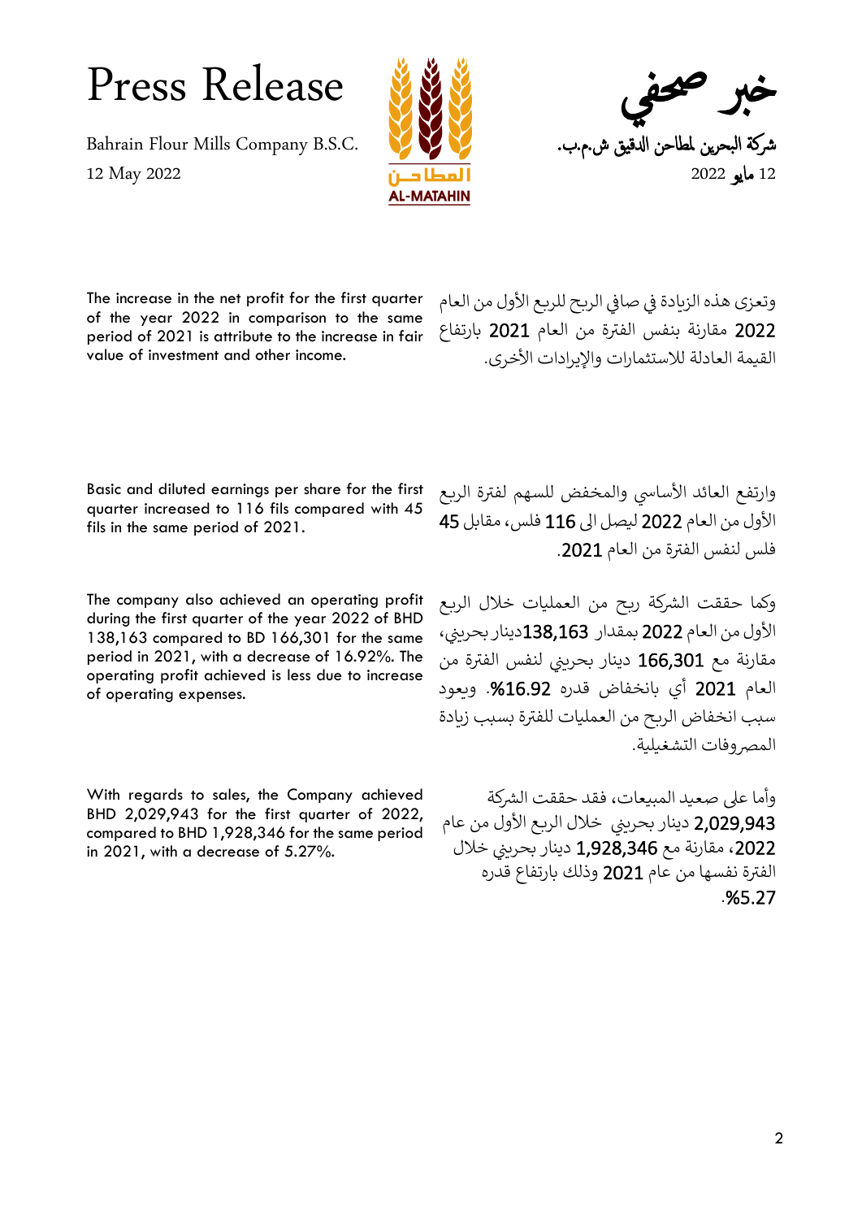# Press Release

Bahrain Flour Mills Company B.S.C.
12 May 2022

# خبر صحفي

شركة البحرين لمطاحن الدقيق ش.م.ب.
12 مايو 2022

The increase in the net profit for the first quarter of the year 2022 in comparison to the same period of 2021 is attribute to the increase in fair value of investment and other income.

وتعزى هذه الزيادة في صافي الربح للربع الأول من العام 2022 مقارنة بنفس الفترة من العام 2021 بارتفاع القيمة العادلة للاستثمارات والإيرادات الأخرى.

Basic and diluted earnings per share for the first quarter increased to 116 fils compared with 45 fils in the same period of 2021.

وارتفع العائد الأساسي والمخفض للسهم لفترة الربع الأول من العام 2022 ليصل الى 116 فلس، مقابل 45 فلس لنفس الفترة من العام 2021.

The company also achieved an operating profit during the first quarter of the year 2022 of BHD 138,163 compared to BD 166,301 for the same period in 2021, with a decrease of 16.92%. The operating profit achieved is less due to increase of operating expenses.

وكما حققت الشركة ربح من العمليات خلال الربع الأول من العام 2022 بمقدار 138,163دينار بحريني، مقارنة مع 166,301 دينار بحريني لنفس الفترة من العام 2021 أي بانخفاض قدره 16.92%. ويعود سبب انخفاض الربح من العمليات للفترة بسبب زيادة المصروفات التشغيلية.

With regards to sales, the Company achieved BHD 2,029,943 for the first quarter of 2022, compared to BHD 1,928,346 for the same period in 2021, with a decrease of 5.27%.

وأما على صعيد المبيعات، فقد حققت الشركة 2,029,943 دينار بحريني خلال الربع الأول من عام 2022، مقارنة مع 1,928,346 دينار بحريني خلال الفترة نفسها من عام 2021 وذلك بارتفاع قدره 5.27%.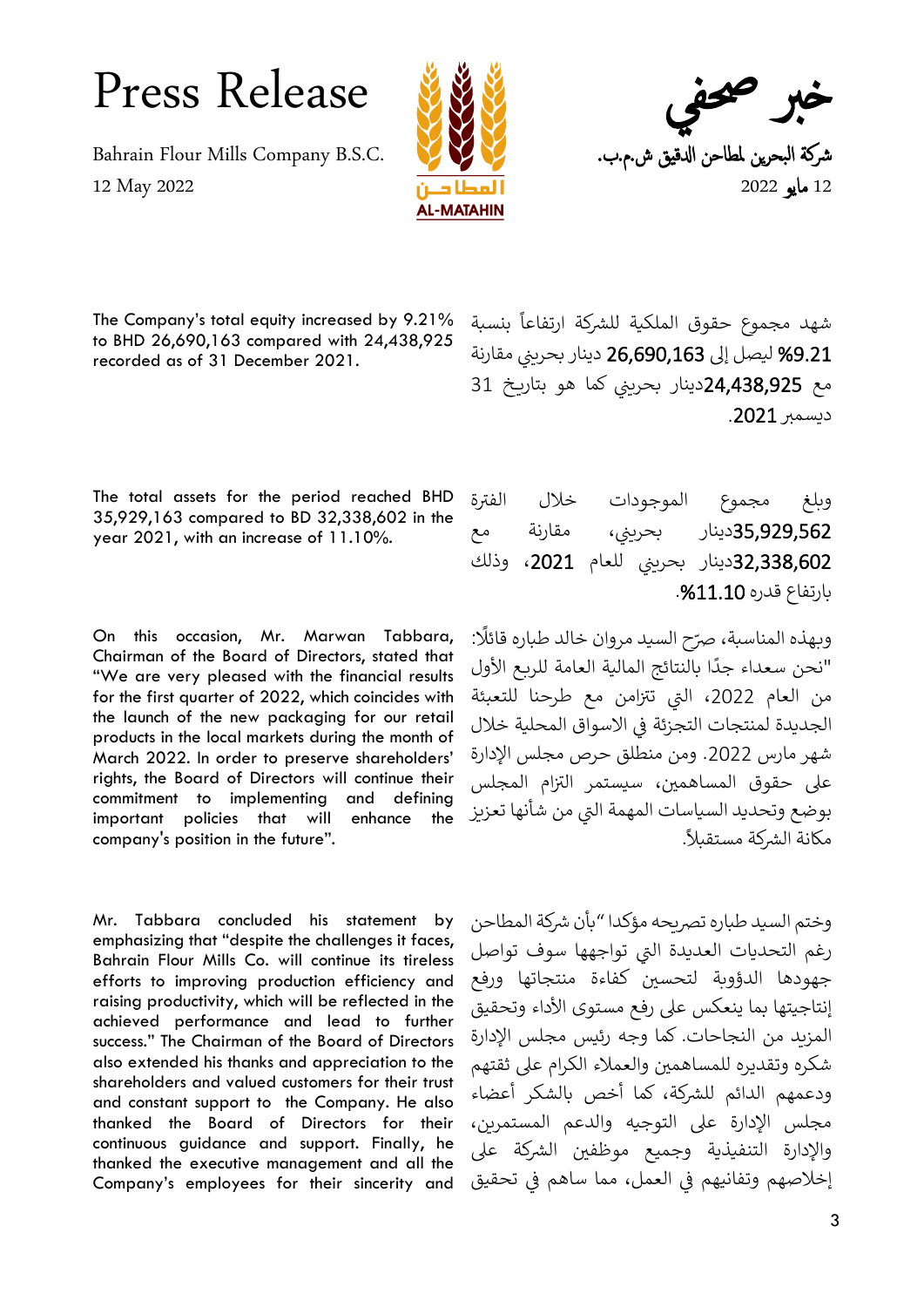# Press Release

Bahrain Flour Mills Company B.S.C.
12 May 2022

# خبر صحفي

شركة البحرين لمطاحن الدقيق ش.م.ب.
12 مايو 2022

The Company's total equity increased by 9.21% to BHD 26,690,163 compared with 24,438,925 recorded as of 31 December 2021.

شهد مجموع حقوق الملكية للشركة ارتفاعاً بنسبة **9.21%** ليصل إلى **26,690,163** دينار بحريني مقارنة مع **24,438,925**دينار بحريني كما هو بتاريخ 31 ديسمبر **2021**.

The total assets for the period reached BHD 35,929,163 compared to BD 32,338,602 in the year 2021, with an increase of 11.10%.

وبلغ مجموع الموجودات خلال الفترة **35,929,562**دينار بحريني، مقارنة مع **32,338,602**دينار بحريني للعام **2021**، وذلك بارتفاع قدره **11.10%**.

On this occasion, Mr. Marwan Tabbara, Chairman of the Board of Directors, stated that "We are very pleased with the financial results for the first quarter of 2022, which coincides with the launch of the new packaging for our retail products in the local markets during the month of March 2022. In order to preserve shareholders' rights, the Board of Directors will continue their commitment to implementing and defining important policies that will enhance the company's position in the future".

وبهذه المناسبة، صرّح السيد مروان خالد طباره قائلًا: "نحن سعداء جدًا بالنتائج المالية العامة للربع الأول من العام 2022، التي تتزامن مع طرحنا للتعبئة الجديدة لمنتجات التجزئة في الاسواق المحلية خلال شهر مارس 2022. ومن منطلق حرص مجلس الإدارة على حقوق المساهمين، سيستمر التزام المجلس بوضع وتحديد السياسات المهمة التي من شأنها تعزيز مكانة الشركة مستقبلاً.

Mr. Tabbara concluded his statement by emphasizing that "despite the challenges it faces, Bahrain Flour Mills Co. will continue its tireless efforts to improving production efficiency and raising productivity, which will be reflected in the achieved performance and lead to further success." The Chairman of the Board of Directors also extended his thanks and appreciation to the shareholders and valued customers for their trust and constant support to the Company. He also thanked the Board of Directors for their continuous guidance and support. Finally, he thanked the executive management and all the Company's employees for their sincerity and

وختم السيد طباره تصريحه مؤكدا "بأن شركة المطاحن رغم التحديات العديدة التي تواجهها سوف تواصل جهودها الدؤوبة لتحسين كفاءة منتجاتها ورفع إنتاجيتها بما ينعكس على رفع مستوى الأداء وتحقيق المزيد من النجاحات. كما وجه رئيس مجلس الإدارة شكره وتقديره للمساهمين والعملاء الكرام على ثقتهم ودعمهم الدائم للشركة، كما أخص بالشكر أعضاء مجلس الإدارة على التوجيه والدعم المستمرين، والإدارة التنفيذية وجميع موظفين الشركة على إخلاصهم وتفانيهم في العمل، مما ساهم في تحقيق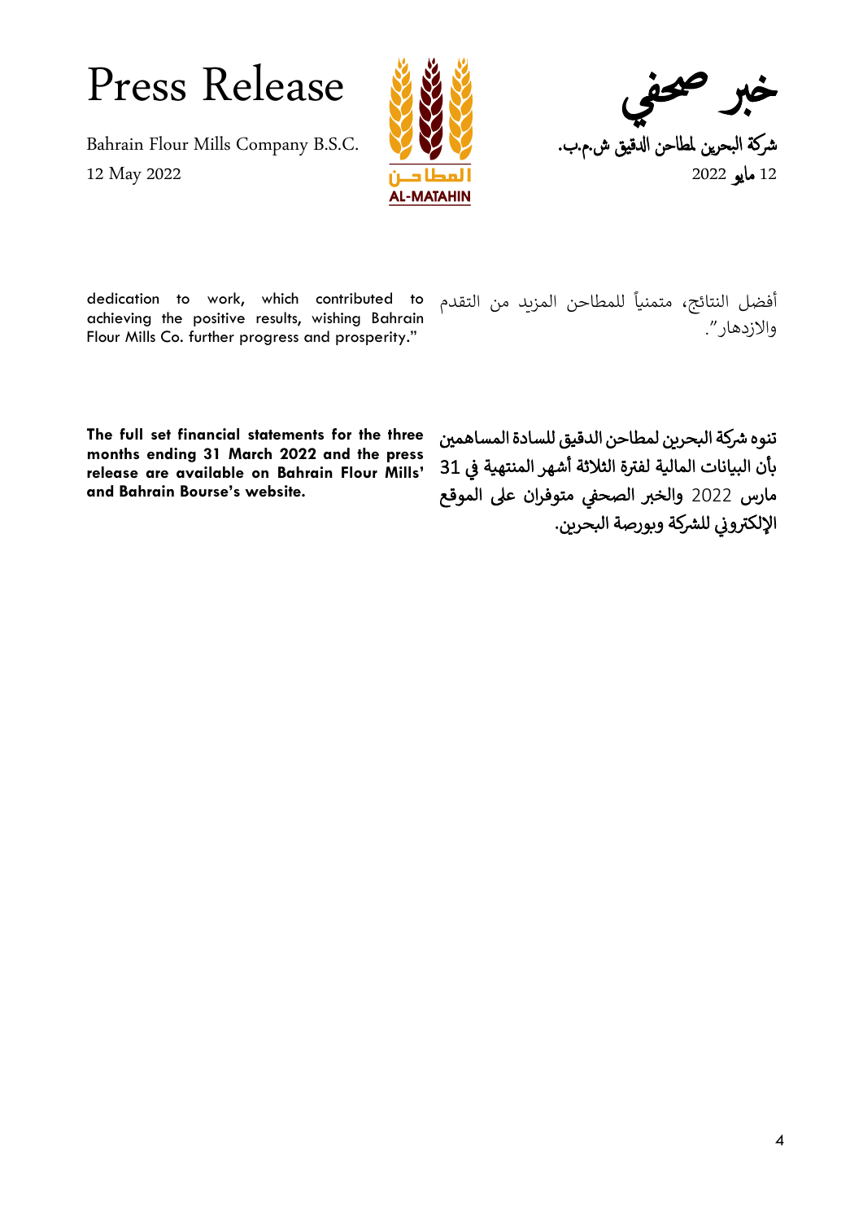# Press Release

Bahrain Flour Mills Company B.S.C.
12 May 2022

# خبر صحفي

شركة البحرين لمطاحن الدقيق ش.م.ب.
12 مايو 2022

dedication to work, which contributed to achieving the positive results, wishing Bahrain Flour Mills Co. further progress and prosperity."

أفضل النتائج، متمنياً للمطاحن المزيد من التقدم والازدهار".

**The full set financial statements for the three months ending 31 March 2022 and the press release are available on Bahrain Flour Mills' and Bahrain Bourse's website.**

**تنوه شركة البحرين لمطاحن الدقيق للسادة المساهمين بأن البيانات المالية لفترة الثلاثة أشهر المنتهية في 31 مارس 2022 والخبر الصحفي متوفران على الموقع الإلكتروني للشركة وبورصة البحرين.**